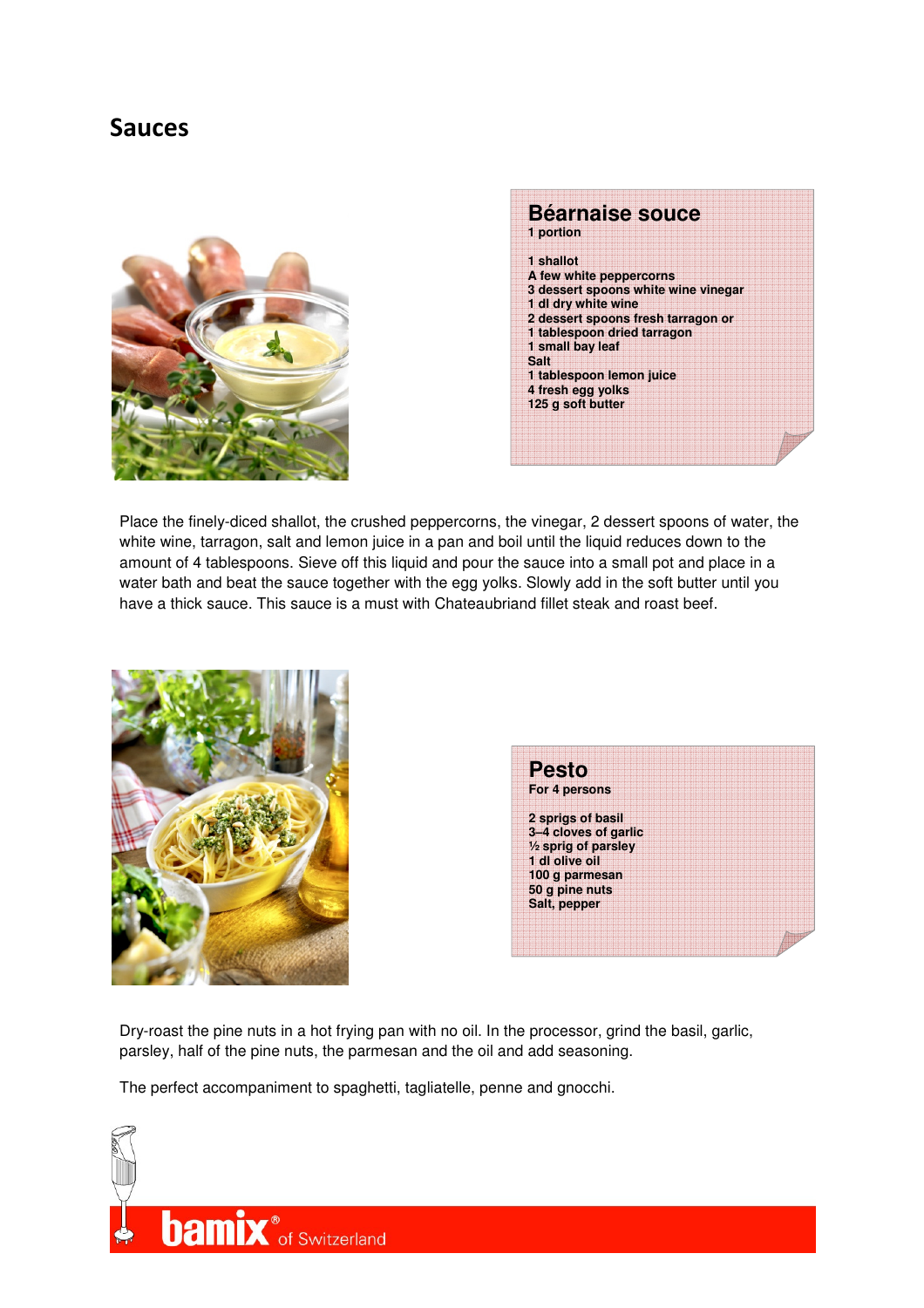# Sauces

## Béarnaise souce

1 portion

1 shallot
A few white peppercorns
3 dessert spoons white wine vinegar
1 dl dry white wine
2 dessert spoons fresh tarragon or
1 tablespoon dried tarragon
1 small bay leaf
Salt
1 tablespoon lemon juice
4 fresh egg yolks
125 g soft butter

Place the finely-diced shallot, the crushed peppercorns, the vinegar, 2 dessert spoons of water, the white wine, tarragon, salt and lemon juice in a pan and boil until the liquid reduces down to the amount of 4 tablespoons. Sieve off this liquid and pour the sauce into a small pot and place in a water bath and beat the sauce together with the egg yolks. Slowly add in the soft butter until you have a thick sauce. This sauce is a must with Chateaubriand fillet steak and roast beef.

## Pesto

For 4 persons

2 sprigs of basil
3–4 cloves of garlic
½ sprig of parsley
1 dl olive oil
100 g parmesan
50 g pine nuts
Salt, pepper

Dry-roast the pine nuts in a hot frying pan with no oil. In the processor, grind the basil, garlic, parsley, half of the pine nuts, the parmesan and the oil and add seasoning.

The perfect accompaniment to spaghetti, tagliatelle, penne and gnocchi.

bamix® of Switzerland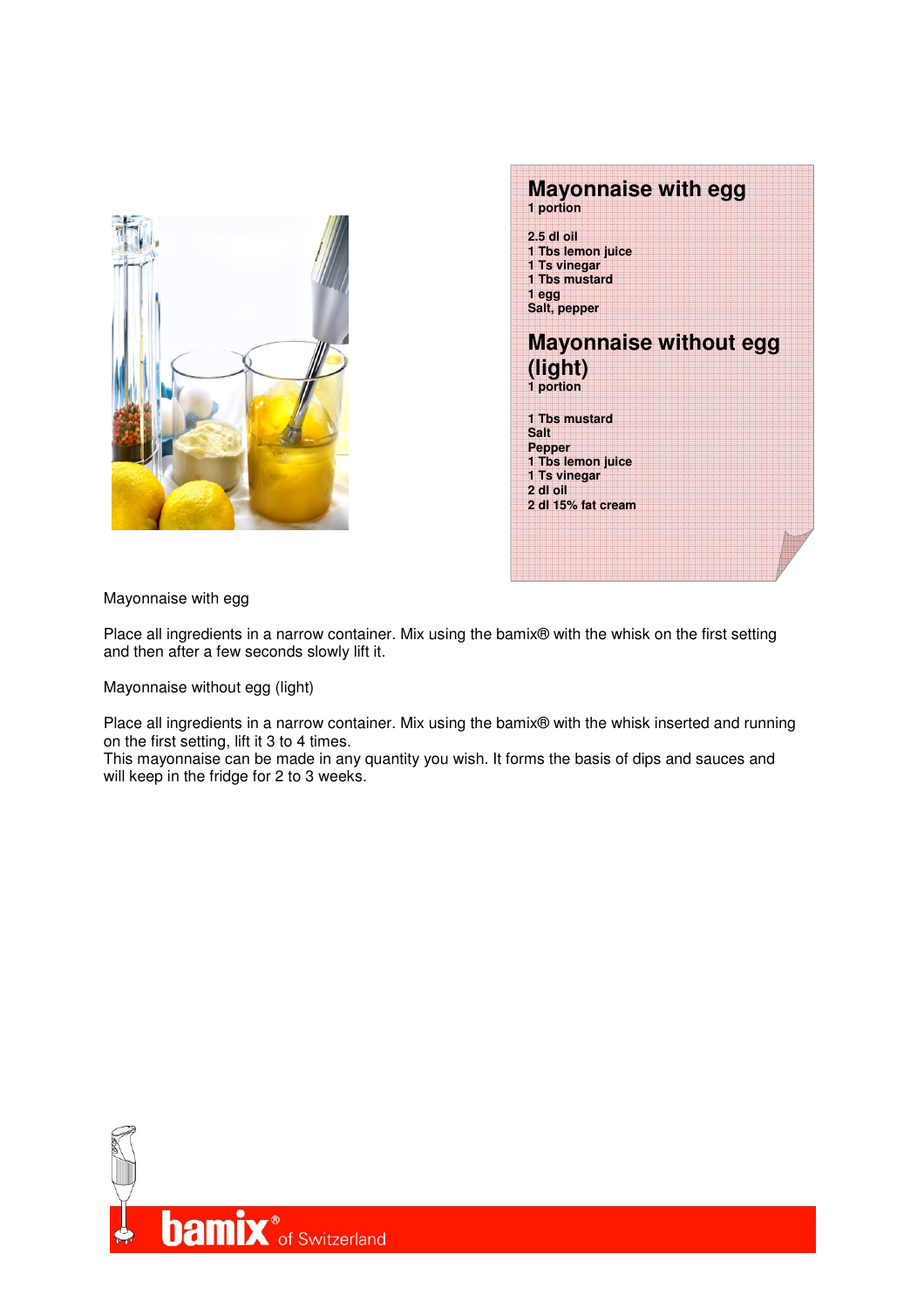## Mayonnaise with egg

1 portion

2.5 dl oil
1 Tbs lemon juice
1 Ts vinegar
1 Tbs mustard
1 egg
Salt, pepper

## Mayonnaise without egg (light)

1 portion

1 Tbs mustard
Salt
Pepper
1 Tbs lemon juice
1 Ts vinegar
2 dl oil
2 dl 15% fat cream

Mayonnaise with egg

Place all ingredients in a narrow container. Mix using the bamix® with the whisk on the first setting and then after a few seconds slowly lift it.

Mayonnaise without egg (light)

Place all ingredients in a narrow container. Mix using the bamix® with the whisk inserted and running on the first setting, lift it 3 to 4 times.
This mayonnaise can be made in any quantity you wish. It forms the basis of dips and sauces and will keep in the fridge for 2 to 3 weeks.